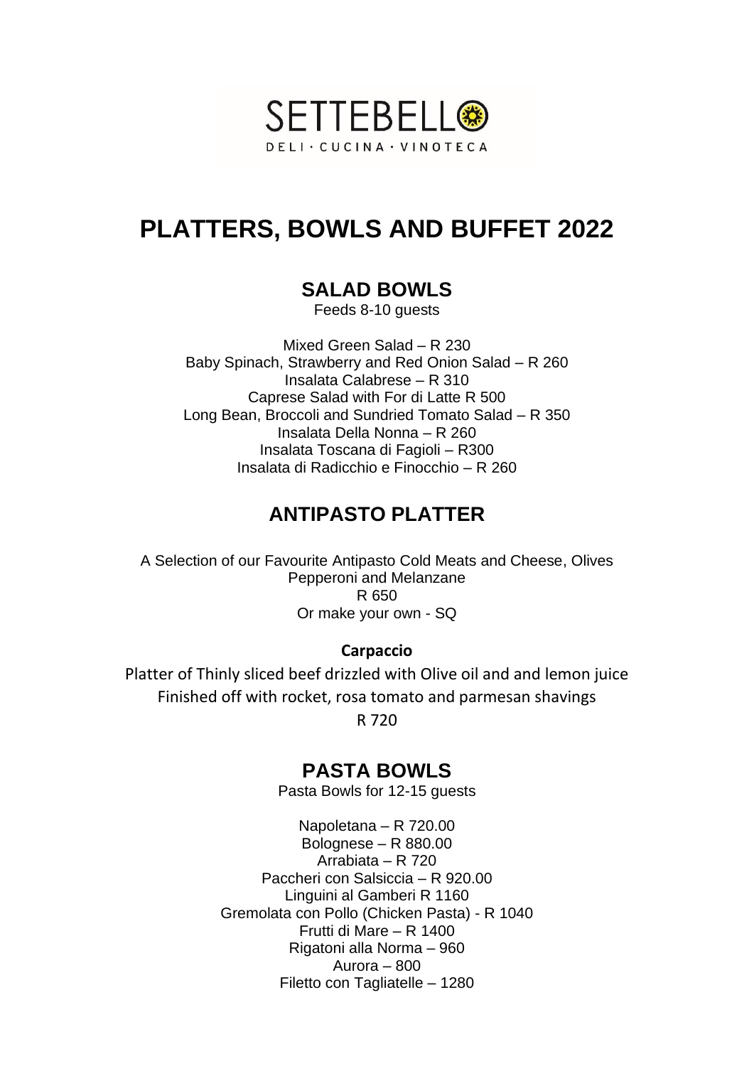SETTEBELLO

DELI · CUCINA · VINOTECA

# PLATTERS, BOWLS AND BUFFET 2022

## SALAD BOWLS

Feeds 8-10 guests

Mixed Green Salad – R 230
Baby Spinach, Strawberry and Red Onion Salad – R 260
Insalata Calabrese – R 310
Caprese Salad with For di Latte R 500
Long Bean, Broccoli and Sundried Tomato Salad – R 350
Insalata Della Nonna – R 260
Insalata Toscana di Fagioli – R300
Insalata di Radicchio e Finocchio – R 260

## ANTIPASTO PLATTER

A Selection of our Favourite Antipasto Cold Meats and Cheese, Olives
Pepperoni and Melanzane
R 650
Or make your own - SQ

**Carpaccio**

Platter of Thinly sliced beef drizzled with Olive oil and and lemon juice
Finished off with rocket, rosa tomato and parmesan shavings
R 720

## PASTA BOWLS

Pasta Bowls for 12-15 guests

Napoletana – R 720.00
Bolognese – R 880.00
Arrabiata – R 720
Paccheri con Salsiccia – R 920.00
Linguini al Gamberi R 1160
Gremolata con Pollo (Chicken Pasta) - R 1040
Frutti di Mare – R 1400
Rigatoni alla Norma – 960
Aurora – 800
Filetto con Tagliatelle – 1280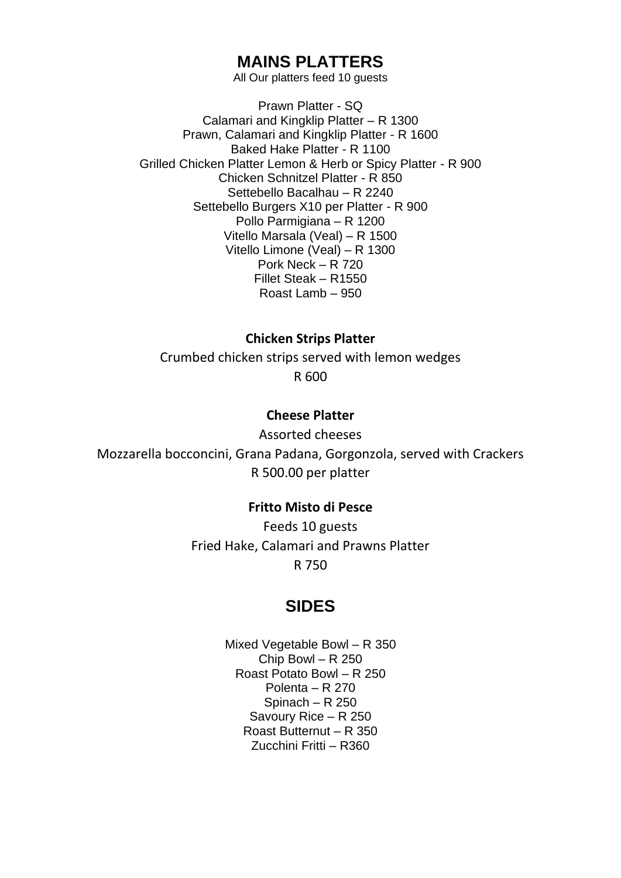# MAINS PLATTERS

All Our platters feed 10 guests

Prawn Platter - SQ
Calamari and Kingklip Platter – R 1300
Prawn, Calamari and Kingklip Platter - R 1600
Baked Hake Platter - R 1100
Grilled Chicken Platter Lemon & Herb or Spicy Platter - R 900
Chicken Schnitzel Platter - R 850
Settebello Bacalhau – R 2240
Settebello Burgers X10 per Platter - R 900
Pollo Parmigiana – R 1200
Vitello Marsala (Veal) – R 1500
Vitello Limone (Veal) – R 1300
Pork Neck – R 720
Fillet Steak – R1550
Roast Lamb – 950

**Chicken Strips Platter**

Crumbed chicken strips served with lemon wedges

R 600

**Cheese Platter**

Assorted cheeses

Mozzarella bocconcini, Grana Padana, Gorgonzola, served with Crackers

R 500.00 per platter

**Fritto Misto di Pesce**

Feeds 10 guests

Fried Hake, Calamari and Prawns Platter

R 750

# SIDES

Mixed Vegetable Bowl – R 350
Chip Bowl – R 250
Roast Potato Bowl – R 250
Polenta – R 270
Spinach – R 250
Savoury Rice – R 250
Roast Butternut – R 350
Zucchini Fritti – R360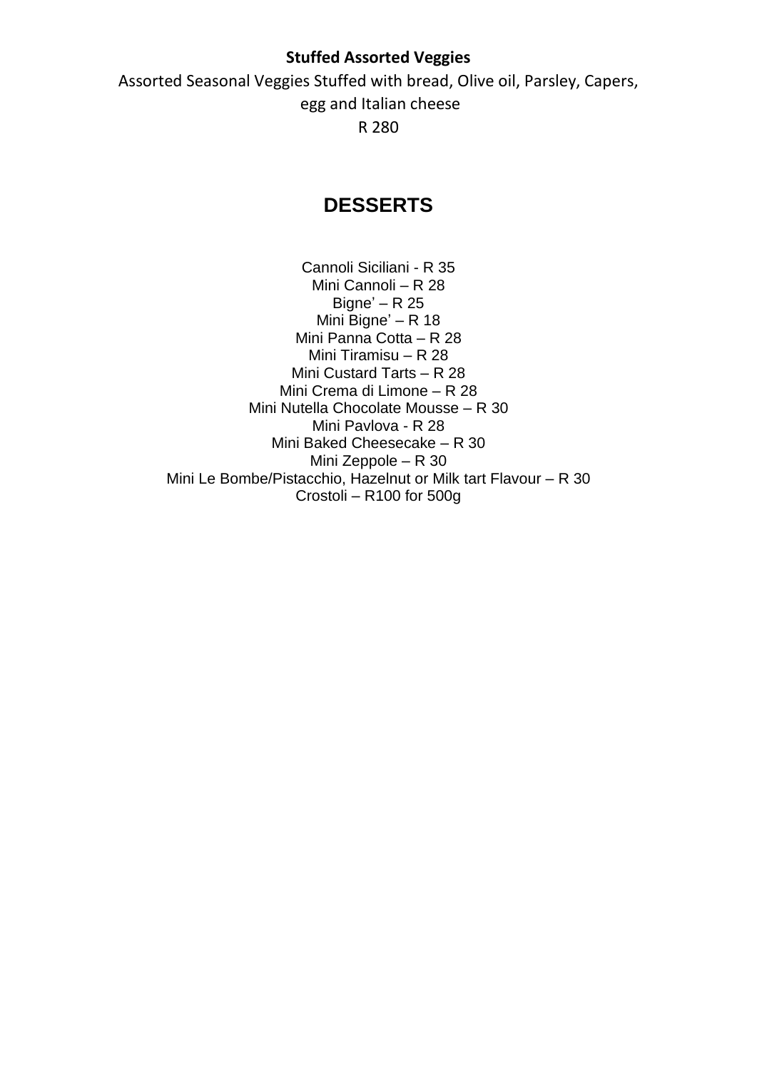**Stuffed Assorted Veggies**

Assorted Seasonal Veggies Stuffed with bread, Olive oil, Parsley, Capers, egg and Italian cheese

R 280

## DESSERTS

Cannoli Siciliani - R 35

Mini Cannoli – R 28

Bigne' – R 25

Mini Bigne' – R 18

Mini Panna Cotta – R 28

Mini Tiramisu – R 28

Mini Custard Tarts – R 28

Mini Crema di Limone – R 28

Mini Nutella Chocolate Mousse – R 30

Mini Pavlova - R 28

Mini Baked Cheesecake – R 30

Mini Zeppole – R 30

Mini Le Bombe/Pistacchio, Hazelnut or Milk tart Flavour – R 30

Crostoli – R100 for 500g